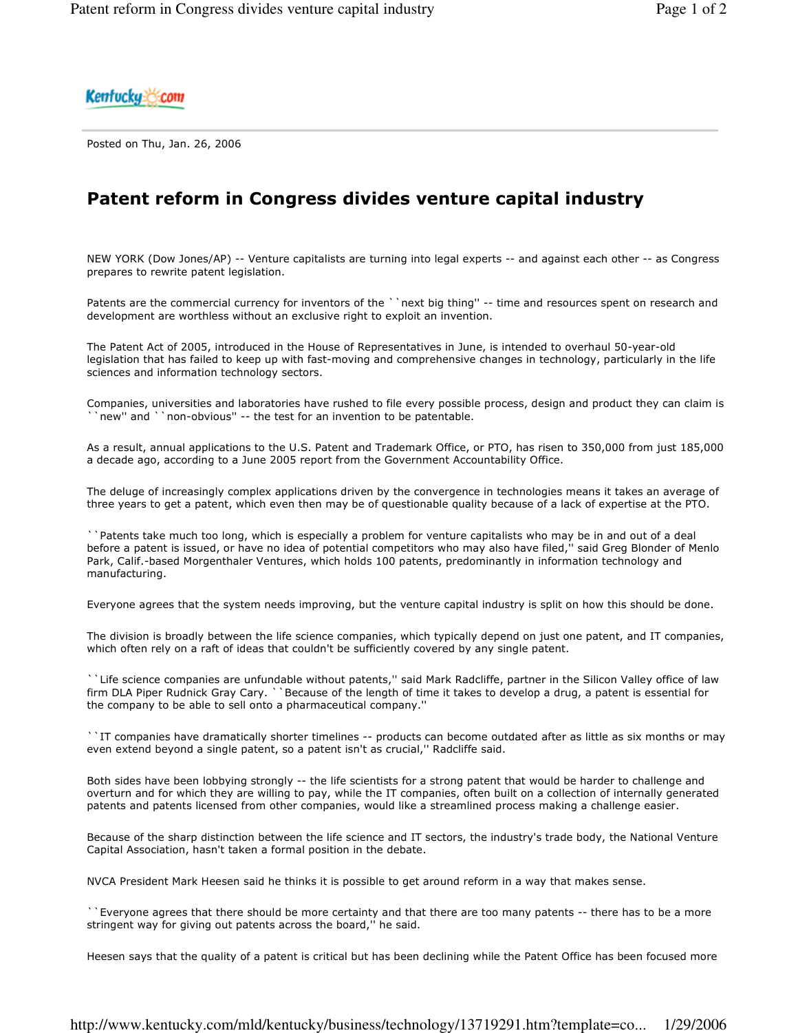Kentucky.com

Posted on Thu, Jan. 26, 2006

# Patent reform in Congress divides venture capital industry

NEW YORK (Dow Jones/AP) -- Venture capitalists are turning into legal experts -- and against each other -- as Congress prepares to rewrite patent legislation.

Patents are the commercial currency for inventors of the ``next big thing'' -- time and resources spent on research and development are worthless without an exclusive right to exploit an invention.

The Patent Act of 2005, introduced in the House of Representatives in June, is intended to overhaul 50-year-old legislation that has failed to keep up with fast-moving and comprehensive changes in technology, particularly in the life sciences and information technology sectors.

Companies, universities and laboratories have rushed to file every possible process, design and product they can claim is ``new'' and ``non-obvious'' -- the test for an invention to be patentable.

As a result, annual applications to the U.S. Patent and Trademark Office, or PTO, has risen to 350,000 from just 185,000 a decade ago, according to a June 2005 report from the Government Accountability Office.

The deluge of increasingly complex applications driven by the convergence in technologies means it takes an average of three years to get a patent, which even then may be of questionable quality because of a lack of expertise at the PTO.

``Patents take much too long, which is especially a problem for venture capitalists who may be in and out of a deal before a patent is issued, or have no idea of potential competitors who may also have filed,'' said Greg Blonder of Menlo Park, Calif.-based Morgenthaler Ventures, which holds 100 patents, predominantly in information technology and manufacturing.

Everyone agrees that the system needs improving, but the venture capital industry is split on how this should be done.

The division is broadly between the life science companies, which typically depend on just one patent, and IT companies, which often rely on a raft of ideas that couldn't be sufficiently covered by any single patent.

``Life science companies are unfundable without patents,'' said Mark Radcliffe, partner in the Silicon Valley office of law firm DLA Piper Rudnick Gray Cary. ``Because of the length of time it takes to develop a drug, a patent is essential for the company to be able to sell onto a pharmaceutical company.''

``IT companies have dramatically shorter timelines -- products can become outdated after as little as six months or may even extend beyond a single patent, so a patent isn't as crucial,'' Radcliffe said.

Both sides have been lobbying strongly -- the life scientists for a strong patent that would be harder to challenge and overturn and for which they are willing to pay, while the IT companies, often built on a collection of internally generated patents and patents licensed from other companies, would like a streamlined process making a challenge easier.

Because of the sharp distinction between the life science and IT sectors, the industry's trade body, the National Venture Capital Association, hasn't taken a formal position in the debate.

NVCA President Mark Heesen said he thinks it is possible to get around reform in a way that makes sense.

``Everyone agrees that there should be more certainty and that there are too many patents -- there has to be a more stringent way for giving out patents across the board,'' he said.

Heesen says that the quality of a patent is critical but has been declining while the Patent Office has been focused more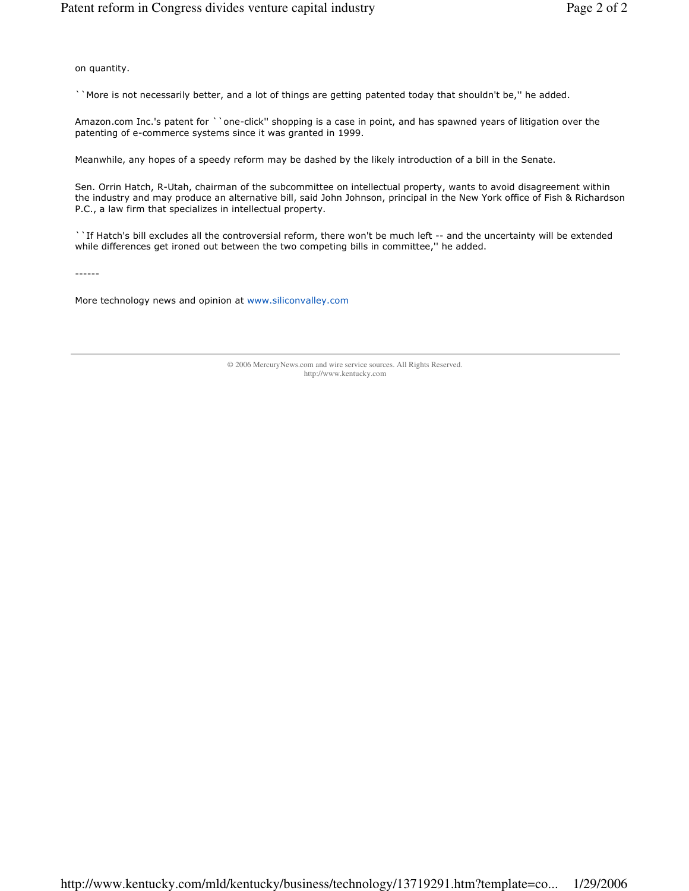on quantity.

``More is not necessarily better, and a lot of things are getting patented today that shouldn't be,'' he added.

Amazon.com Inc.'s patent for ``one-click'' shopping is a case in point, and has spawned years of litigation over the patenting of e-commerce systems since it was granted in 1999.

Meanwhile, any hopes of a speedy reform may be dashed by the likely introduction of a bill in the Senate.

Sen. Orrin Hatch, R-Utah, chairman of the subcommittee on intellectual property, wants to avoid disagreement within the industry and may produce an alternative bill, said John Johnson, principal in the New York office of Fish & Richardson P.C., a law firm that specializes in intellectual property.

``If Hatch's bill excludes all the controversial reform, there won't be much left -- and the uncertainty will be extended while differences get ironed out between the two competing bills in committee,'' he added.

------

More technology news and opinion at www.siliconvalley.com

© 2006 MercuryNews.com and wire service sources. All Rights Reserved.
http://www.kentucky.com